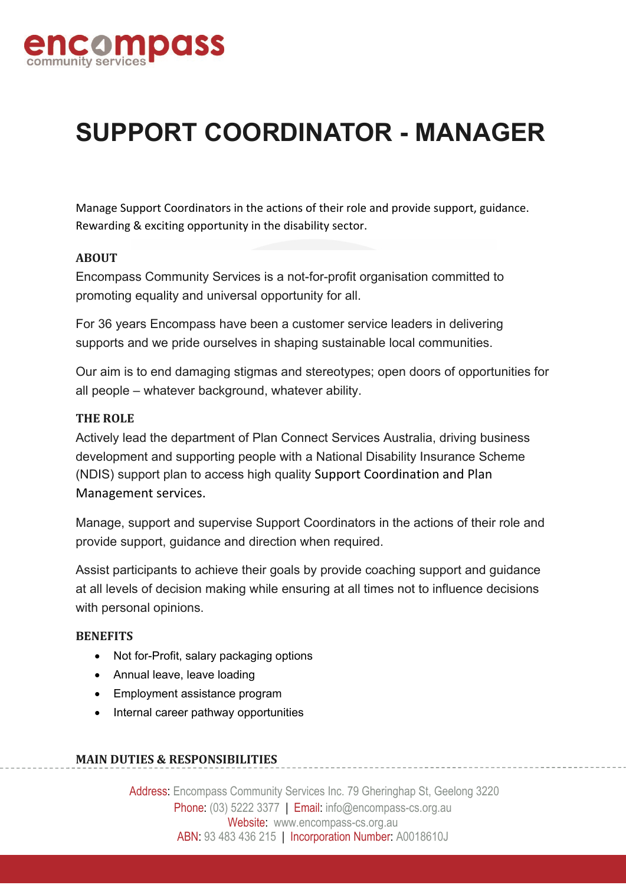# SUPPORT COORDINATOR - MANAGER

Manage Support Coordinators in the actions of their role and provide support, guidance. Rewarding & exciting opportunity in the disability sector.

**ABOUT**

Encompass Community Services is a not-for-profit organisation committed to promoting equality and universal opportunity for all.

For 36 years Encompass have been a customer service leaders in delivering supports and we pride ourselves in shaping sustainable local communities.

Our aim is to end damaging stigmas and stereotypes; open doors of opportunities for all people – whatever background, whatever ability.

**THE ROLE**

Actively lead the department of Plan Connect Services Australia, driving business development and supporting people with a National Disability Insurance Scheme (NDIS) support plan to access high quality Support Coordination and Plan Management services.

Manage, support and supervise Support Coordinators in the actions of their role and provide support, guidance and direction when required.

Assist participants to achieve their goals by provide coaching support and guidance at all levels of decision making while ensuring at all times not to influence decisions with personal opinions.

**BENEFITS**

- Not for-Profit, salary packaging options
- Annual leave, leave loading
- Employment assistance program
- Internal career pathway opportunities

**MAIN DUTIES & RESPONSIBILITIES**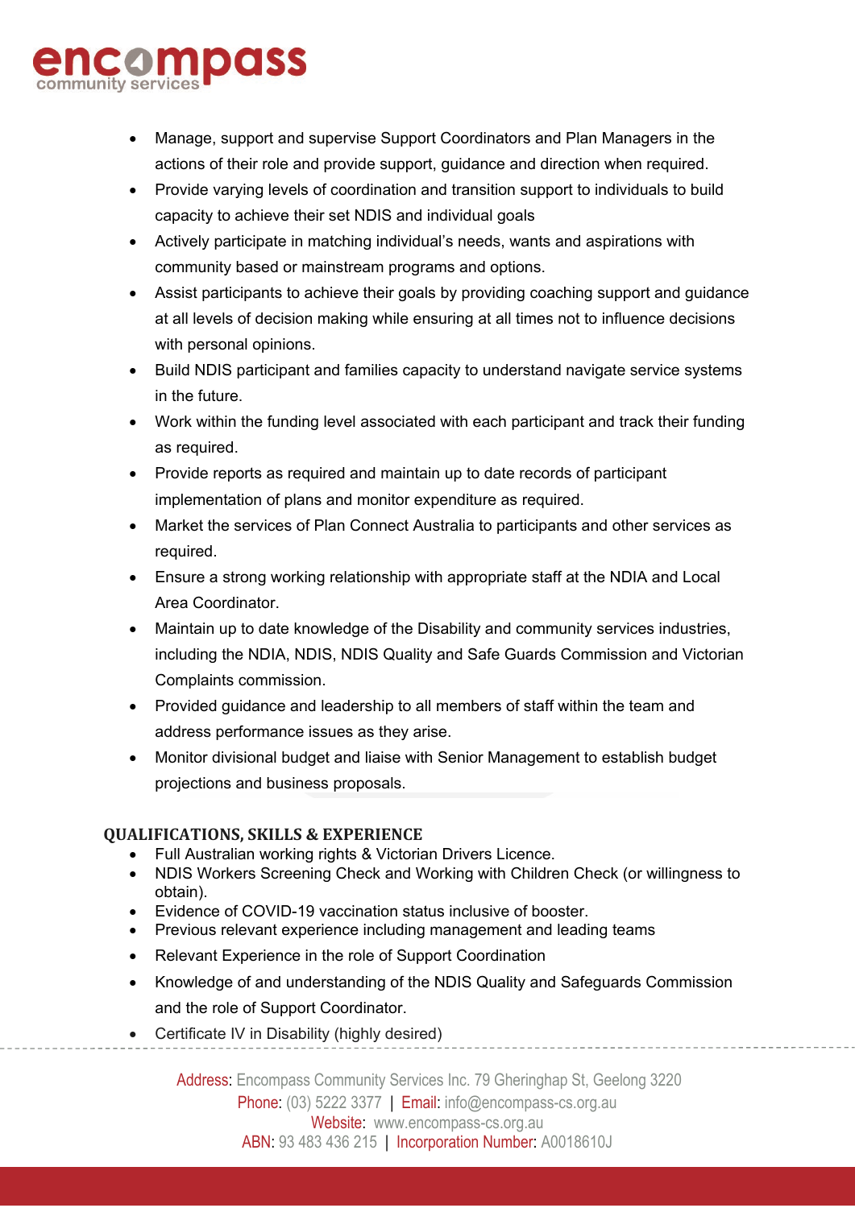- Manage, support and supervise Support Coordinators and Plan Managers in the actions of their role and provide support, guidance and direction when required.
- Provide varying levels of coordination and transition support to individuals to build capacity to achieve their set NDIS and individual goals
- Actively participate in matching individual's needs, wants and aspirations with community based or mainstream programs and options.
- Assist participants to achieve their goals by providing coaching support and guidance at all levels of decision making while ensuring at all times not to influence decisions with personal opinions.
- Build NDIS participant and families capacity to understand navigate service systems in the future.
- Work within the funding level associated with each participant and track their funding as required.
- Provide reports as required and maintain up to date records of participant implementation of plans and monitor expenditure as required.
- Market the services of Plan Connect Australia to participants and other services as required.
- Ensure a strong working relationship with appropriate staff at the NDIA and Local Area Coordinator.
- Maintain up to date knowledge of the Disability and community services industries, including the NDIA, NDIS, NDIS Quality and Safe Guards Commission and Victorian Complaints commission.
- Provided guidance and leadership to all members of staff within the team and address performance issues as they arise.
- Monitor divisional budget and liaise with Senior Management to establish budget projections and business proposals.

## QUALIFICATIONS, SKILLS & EXPERIENCE

- Full Australian working rights & Victorian Drivers Licence.
- NDIS Workers Screening Check and Working with Children Check (or willingness to obtain).
- Evidence of COVID-19 vaccination status inclusive of booster.
- Previous relevant experience including management and leading teams
- Relevant Experience in the role of Support Coordination
- Knowledge of and understanding of the NDIS Quality and Safeguards Commission and the role of Support Coordinator.
- Certificate IV in Disability (highly desired)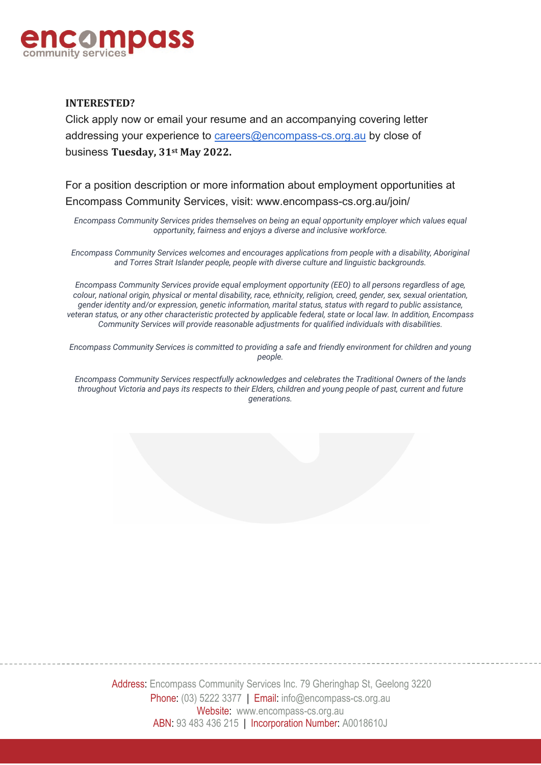**INTERESTED?**

Click apply now or email your resume and an accompanying covering letter addressing your experience to careers@encompass-cs.org.au by close of business **Tuesday, 31st May 2022.**

For a position description or more information about employment opportunities at Encompass Community Services, visit: www.encompass-cs.org.au/join/

*Encompass Community Services prides themselves on being an equal opportunity employer which values equal opportunity, fairness and enjoys a diverse and inclusive workforce.*

*Encompass Community Services welcomes and encourages applications from people with a disability, Aboriginal and Torres Strait Islander people, people with diverse culture and linguistic backgrounds.*

*Encompass Community Services provide equal employment opportunity (EEO) to all persons regardless of age, colour, national origin, physical or mental disability, race, ethnicity, religion, creed, gender, sex, sexual orientation, gender identity and/or expression, genetic information, marital status, status with regard to public assistance, veteran status, or any other characteristic protected by applicable federal, state or local law. In addition, Encompass Community Services will provide reasonable adjustments for qualified individuals with disabilities.*

*Encompass Community Services is committed to providing a safe and friendly environment for children and young people.*

*Encompass Community Services respectfully acknowledges and celebrates the Traditional Owners of the lands throughout Victoria and pays its respects to their Elders, children and young people of past, current and future generations.*

Address: Encompass Community Services Inc. 79 Gheringhap St, Geelong 3220
Phone: (03) 5222 3377 | Email: info@encompass-cs.org.au
Website: www.encompass-cs.org.au
ABN: 93 483 436 215 | Incorporation Number: A0018610J